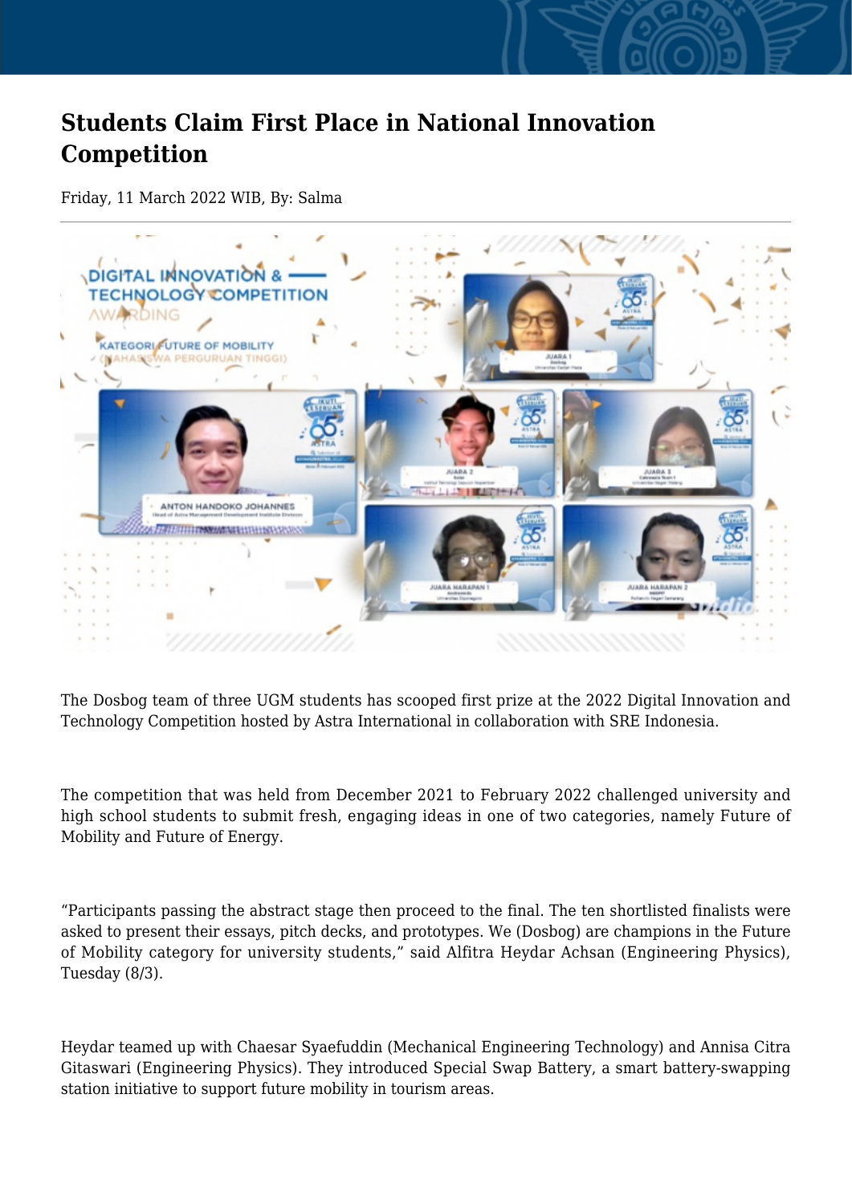# Students Claim First Place in National Innovation Competition

Friday, 11 March 2022 WIB, By: Salma

The Dosbog team of three UGM students has scooped first prize at the 2022 Digital Innovation and Technology Competition hosted by Astra International in collaboration with SRE Indonesia.

The competition that was held from December 2021 to February 2022 challenged university and high school students to submit fresh, engaging ideas in one of two categories, namely Future of Mobility and Future of Energy.

“Participants passing the abstract stage then proceed to the final. The ten shortlisted finalists were asked to present their essays, pitch decks, and prototypes. We (Dosbog) are champions in the Future of Mobility category for university students,” said Alfitra Heydar Achsan (Engineering Physics), Tuesday (8/3).

Heydar teamed up with Chaesar Syaefuddin (Mechanical Engineering Technology) and Annisa Citra Gitaswari (Engineering Physics). They introduced Special Swap Battery, a smart battery-swapping station initiative to support future mobility in tourism areas.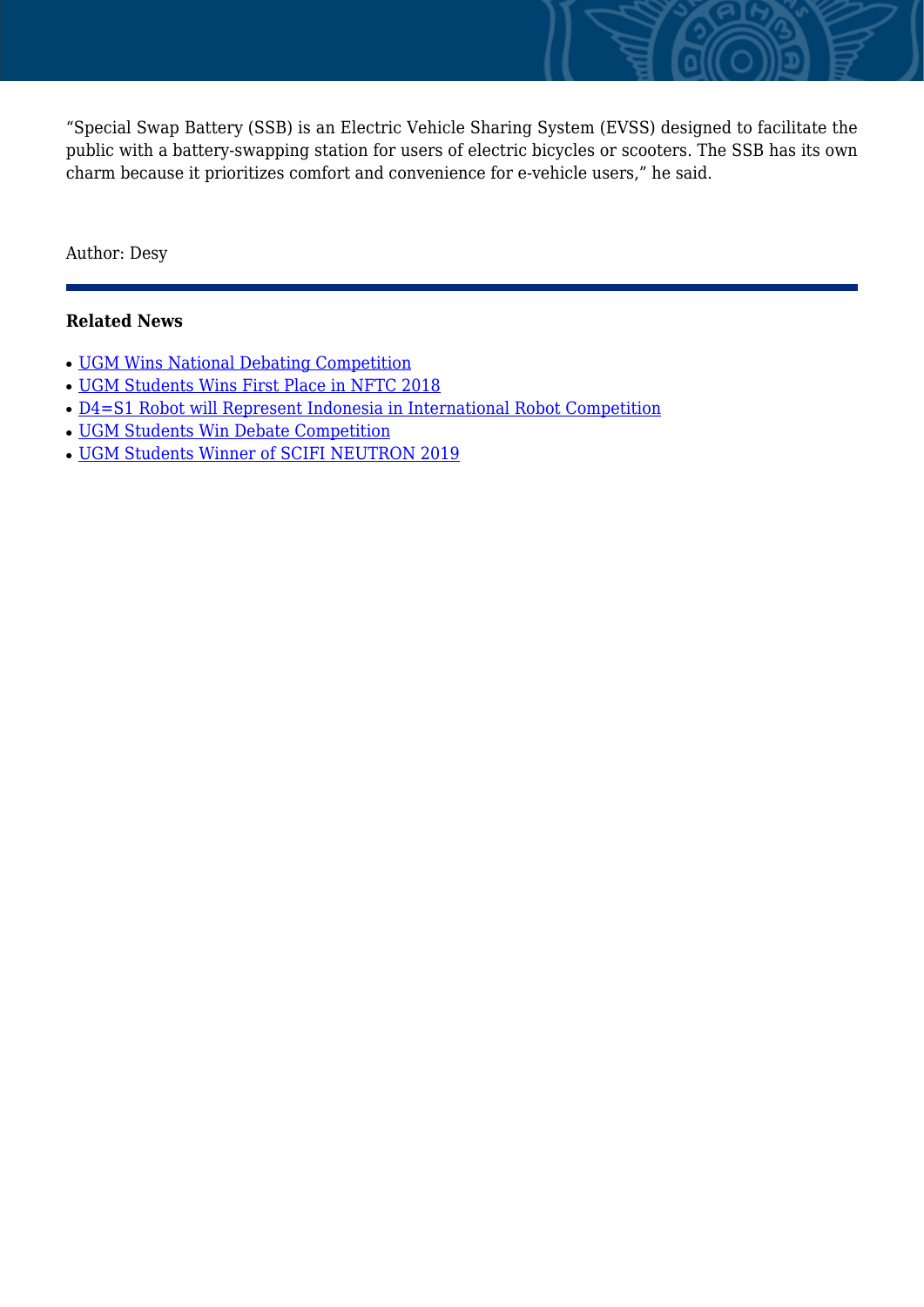"Special Swap Battery (SSB) is an Electric Vehicle Sharing System (EVSS) designed to facilitate the public with a battery-swapping station for users of electric bicycles or scooters. The SSB has its own charm because it prioritizes comfort and convenience for e-vehicle users," he said.

Author: Desy

---

**Related News**

- UGM Wins National Debating Competition
- UGM Students Wins First Place in NFTC 2018
- D4=S1 Robot will Represent Indonesia in International Robot Competition
- UGM Students Win Debate Competition
- UGM Students Winner of SCIFI NEUTRON 2019